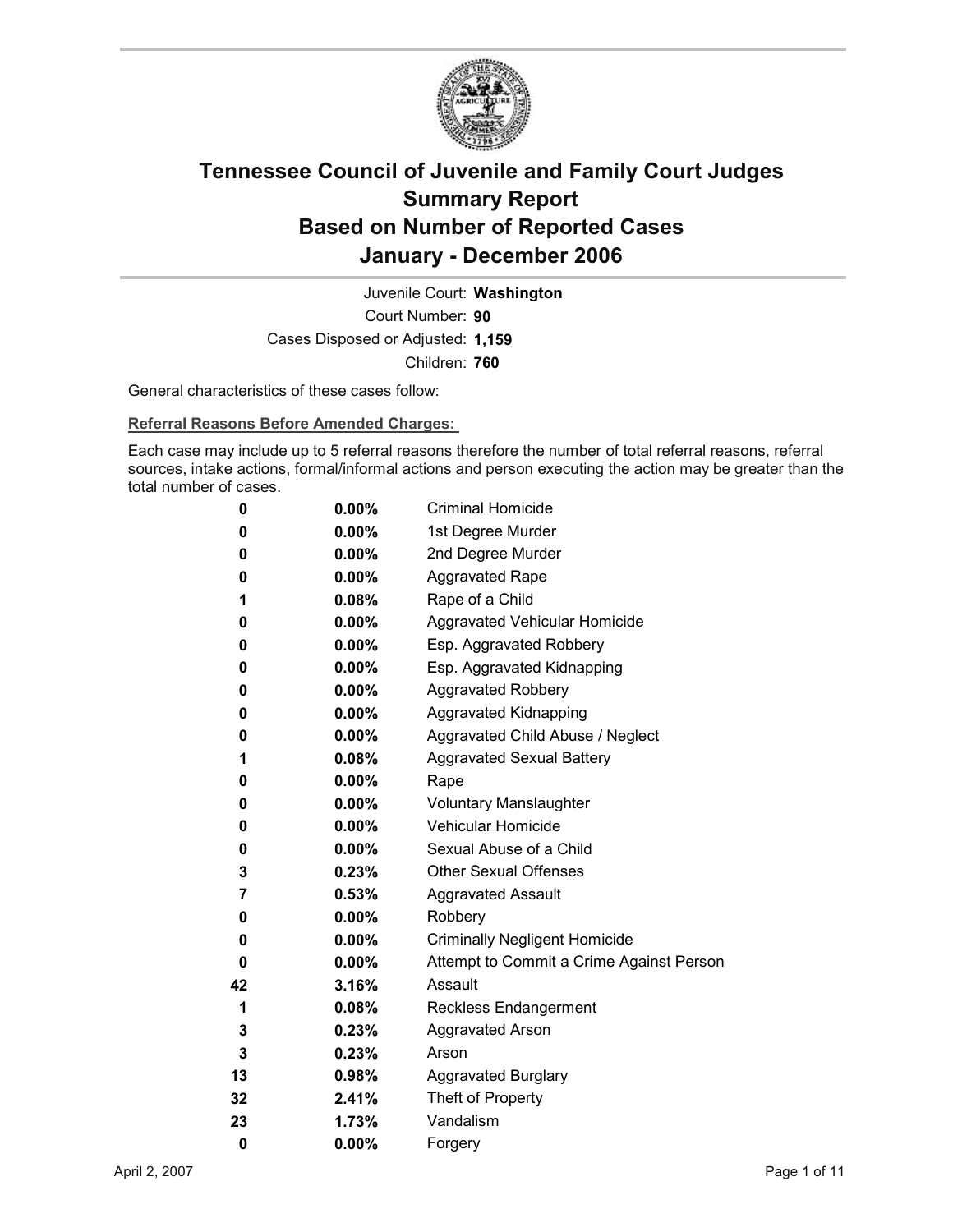# Tennessee Council of Juvenile and Family Court Judges
# Summary Report
# Based on Number of Reported Cases
# January - December 2006

Juvenile Court: **Washington**

Court Number: **90**

Cases Disposed or Adjusted: **1,159**

Children: **760**

General characteristics of these cases follow:

**Referral Reasons Before Amended Charges:**

Each case may include up to 5 referral reasons therefore the number of total referral reasons, referral sources, intake actions, formal/informal actions and person executing the action may be greater than the total number of cases.

| Count | Percent | Referral Reason |
|---|---|---|
| 0 | 0.00% | Criminal Homicide |
| 0 | 0.00% | 1st Degree Murder |
| 0 | 0.00% | 2nd Degree Murder |
| 0 | 0.00% | Aggravated Rape |
| 1 | 0.08% | Rape of a Child |
| 0 | 0.00% | Aggravated Vehicular Homicide |
| 0 | 0.00% | Esp. Aggravated Robbery |
| 0 | 0.00% | Esp. Aggravated Kidnapping |
| 0 | 0.00% | Aggravated Robbery |
| 0 | 0.00% | Aggravated Kidnapping |
| 0 | 0.00% | Aggravated Child Abuse / Neglect |
| 1 | 0.08% | Aggravated Sexual Battery |
| 0 | 0.00% | Rape |
| 0 | 0.00% | Voluntary Manslaughter |
| 0 | 0.00% | Vehicular Homicide |
| 0 | 0.00% | Sexual Abuse of a Child |
| 3 | 0.23% | Other Sexual Offenses |
| 7 | 0.53% | Aggravated Assault |
| 0 | 0.00% | Robbery |
| 0 | 0.00% | Criminally Negligent Homicide |
| 0 | 0.00% | Attempt to Commit a Crime Against Person |
| 42 | 3.16% | Assault |
| 1 | 0.08% | Reckless Endangerment |
| 3 | 0.23% | Aggravated Arson |
| 3 | 0.23% | Arson |
| 13 | 0.98% | Aggravated Burglary |
| 32 | 2.41% | Theft of Property |
| 23 | 1.73% | Vandalism |
| 0 | 0.00% | Forgery |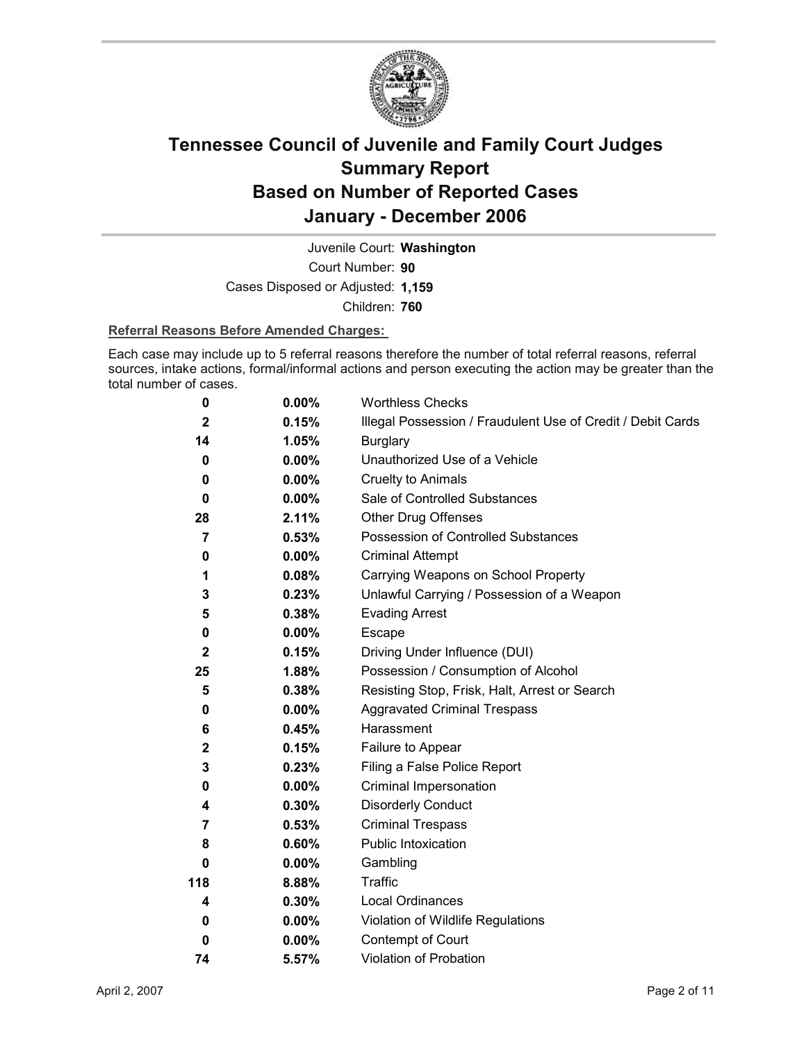# Tennessee Council of Juvenile and Family Court Judges
# Summary Report
# Based on Number of Reported Cases
# January - December 2006

Juvenile Court: **Washington**

Court Number: **90**

Cases Disposed or Adjusted: **1,159**

Children: **760**

**Referral Reasons Before Amended Charges:**

Each case may include up to 5 referral reasons therefore the number of total referral reasons, referral sources, intake actions, formal/informal actions and person executing the action may be greater than the total number of cases.

| Count | Percent | Referral Reason |
|---|---|---|
| 0 | 0.00% | Worthless Checks |
| 2 | 0.15% | Illegal Possession / Fraudulent Use of Credit / Debit Cards |
| 14 | 1.05% | Burglary |
| 0 | 0.00% | Unauthorized Use of a Vehicle |
| 0 | 0.00% | Cruelty to Animals |
| 0 | 0.00% | Sale of Controlled Substances |
| 28 | 2.11% | Other Drug Offenses |
| 7 | 0.53% | Possession of Controlled Substances |
| 0 | 0.00% | Criminal Attempt |
| 1 | 0.08% | Carrying Weapons on School Property |
| 3 | 0.23% | Unlawful Carrying / Possession of a Weapon |
| 5 | 0.38% | Evading Arrest |
| 0 | 0.00% | Escape |
| 2 | 0.15% | Driving Under Influence (DUI) |
| 25 | 1.88% | Possession / Consumption of Alcohol |
| 5 | 0.38% | Resisting Stop, Frisk, Halt, Arrest or Search |
| 0 | 0.00% | Aggravated Criminal Trespass |
| 6 | 0.45% | Harassment |
| 2 | 0.15% | Failure to Appear |
| 3 | 0.23% | Filing a False Police Report |
| 0 | 0.00% | Criminal Impersonation |
| 4 | 0.30% | Disorderly Conduct |
| 7 | 0.53% | Criminal Trespass |
| 8 | 0.60% | Public Intoxication |
| 0 | 0.00% | Gambling |
| 118 | 8.88% | Traffic |
| 4 | 0.30% | Local Ordinances |
| 0 | 0.00% | Violation of Wildlife Regulations |
| 0 | 0.00% | Contempt of Court |
| 74 | 5.57% | Violation of Probation |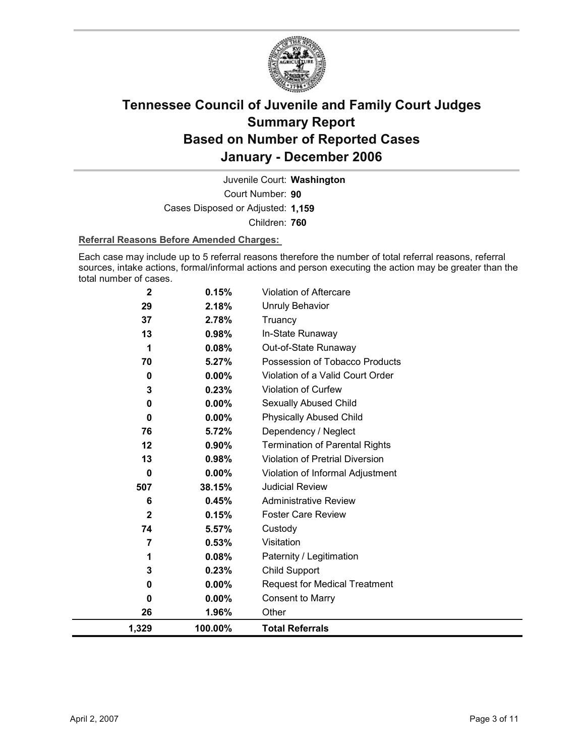# Tennessee Council of Juvenile and Family Court Judges
# Summary Report
# Based on Number of Reported Cases
# January - December 2006

Juvenile Court: **Washington**

Court Number: **90**

Cases Disposed or Adjusted: **1,159**

Children: **760**

**Referral Reasons Before Amended Charges:**

Each case may include up to 5 referral reasons therefore the number of total referral reasons, referral sources, intake actions, formal/informal actions and person executing the action may be greater than the total number of cases.

| Count | Percent | Referral Reason |
|---|---|---|
| 2 | 0.15% | Violation of Aftercare |
| 29 | 2.18% | Unruly Behavior |
| 37 | 2.78% | Truancy |
| 13 | 0.98% | In-State Runaway |
| 1 | 0.08% | Out-of-State Runaway |
| 70 | 5.27% | Possession of Tobacco Products |
| 0 | 0.00% | Violation of a Valid Court Order |
| 3 | 0.23% | Violation of Curfew |
| 0 | 0.00% | Sexually Abused Child |
| 0 | 0.00% | Physically Abused Child |
| 76 | 5.72% | Dependency / Neglect |
| 12 | 0.90% | Termination of Parental Rights |
| 13 | 0.98% | Violation of Pretrial Diversion |
| 0 | 0.00% | Violation of Informal Adjustment |
| 507 | 38.15% | Judicial Review |
| 6 | 0.45% | Administrative Review |
| 2 | 0.15% | Foster Care Review |
| 74 | 5.57% | Custody |
| 7 | 0.53% | Visitation |
| 1 | 0.08% | Paternity / Legitimation |
| 3 | 0.23% | Child Support |
| 0 | 0.00% | Request for Medical Treatment |
| 0 | 0.00% | Consent to Marry |
| 26 | 1.96% | Other |
| **1,329** | **100.00%** | **Total Referrals** |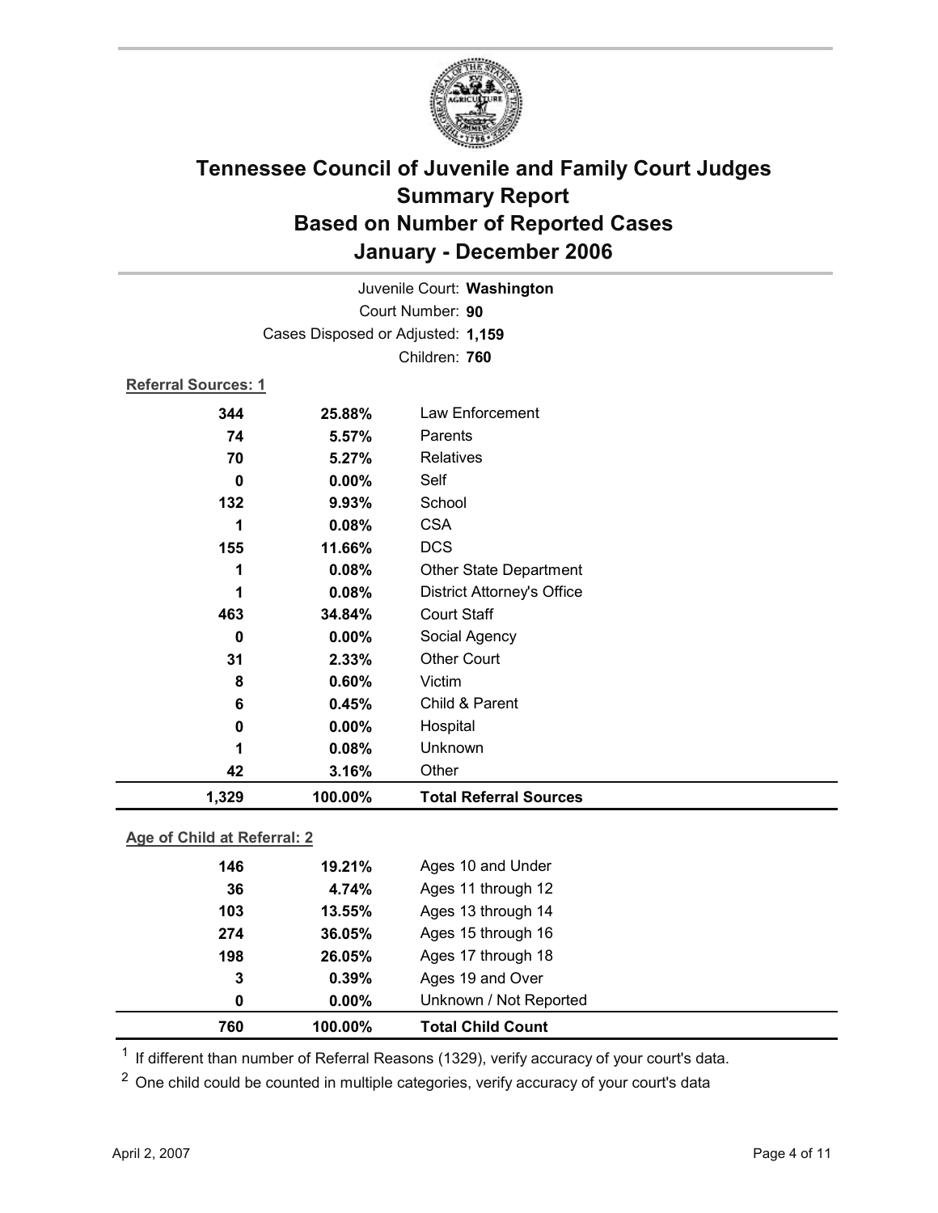# Tennessee Council of Juvenile and Family Court Judges
# Summary Report
# Based on Number of Reported Cases
# January - December 2006

Juvenile Court: **Washington**
Court Number: **90**
Cases Disposed or Adjusted: **1,159**
Children: **760**

**Referral Sources: 1**

| Count | Percent | Source |
|---|---|---|
| 344 | 25.88% | Law Enforcement |
| 74 | 5.57% | Parents |
| 70 | 5.27% | Relatives |
| 0 | 0.00% | Self |
| 132 | 9.93% | School |
| 1 | 0.08% | CSA |
| 155 | 11.66% | DCS |
| 1 | 0.08% | Other State Department |
| 1 | 0.08% | District Attorney's Office |
| 463 | 34.84% | Court Staff |
| 0 | 0.00% | Social Agency |
| 31 | 2.33% | Other Court |
| 8 | 0.60% | Victim |
| 6 | 0.45% | Child & Parent |
| 0 | 0.00% | Hospital |
| 1 | 0.08% | Unknown |
| 42 | 3.16% | Other |
| **1,329** | **100.00%** | **Total Referral Sources** |

**Age of Child at Referral: 2**

| Count | Percent | Age |
|---|---|---|
| 146 | 19.21% | Ages 10 and Under |
| 36 | 4.74% | Ages 11 through 12 |
| 103 | 13.55% | Ages 13 through 14 |
| 274 | 36.05% | Ages 15 through 16 |
| 198 | 26.05% | Ages 17 through 18 |
| 3 | 0.39% | Ages 19 and Over |
| 0 | 0.00% | Unknown / Not Reported |
| **760** | **100.00%** | **Total Child Count** |

[1] If different than number of Referral Reasons (1329), verify accuracy of your court's data.

[2] One child could be counted in multiple categories, verify accuracy of your court's data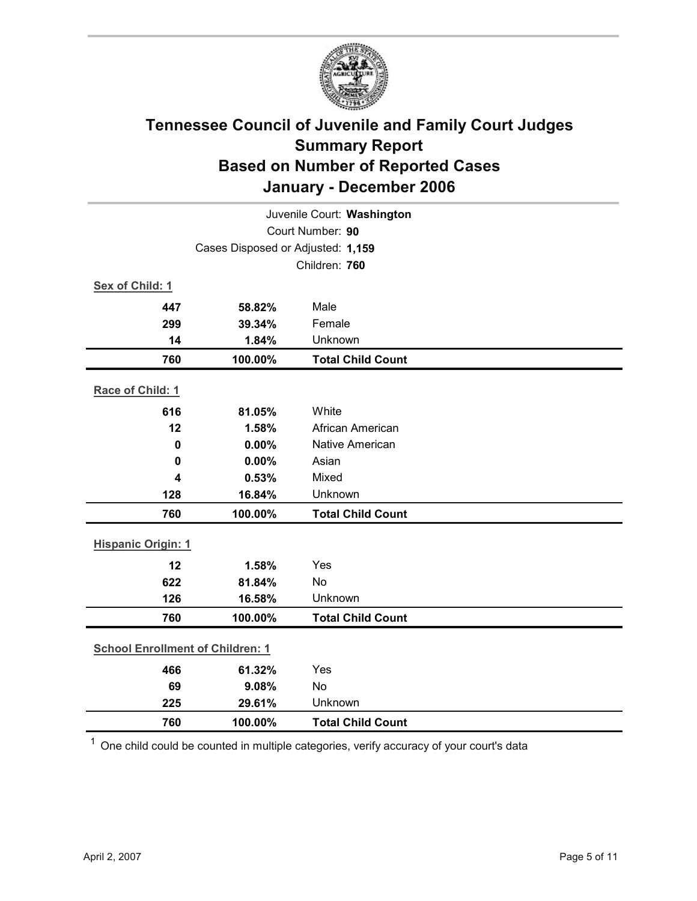# Tennessee Council of Juvenile and Family Court Judges
## Summary Report
## Based on Number of Reported Cases
## January - December 2006

Juvenile Court: **Washington**

Court Number: **90**

Cases Disposed or Adjusted: **1,159**

Children: **760**

**Sex of Child: 1**

| | | |
|---|---|---|
| 447 | 58.82% | Male |
| 299 | 39.34% | Female |
| 14 | 1.84% | Unknown |
| **760** | **100.00%** | **Total Child Count** |

**Race of Child: 1**

| | | |
|---|---|---|
| 616 | 81.05% | White |
| 12 | 1.58% | African American |
| 0 | 0.00% | Native American |
| 0 | 0.00% | Asian |
| 4 | 0.53% | Mixed |
| 128 | 16.84% | Unknown |
| **760** | **100.00%** | **Total Child Count** |

**Hispanic Origin: 1**

| | | |
|---|---|---|
| 12 | 1.58% | Yes |
| 622 | 81.84% | No |
| 126 | 16.58% | Unknown |
| **760** | **100.00%** | **Total Child Count** |

**School Enrollment of Children: 1**

| | | |
|---|---|---|
| 466 | 61.32% | Yes |
| 69 | 9.08% | No |
| 225 | 29.61% | Unknown |
| **760** | **100.00%** | **Total Child Count** |

[1] One child could be counted in multiple categories, verify accuracy of your court's data

April 2, 2007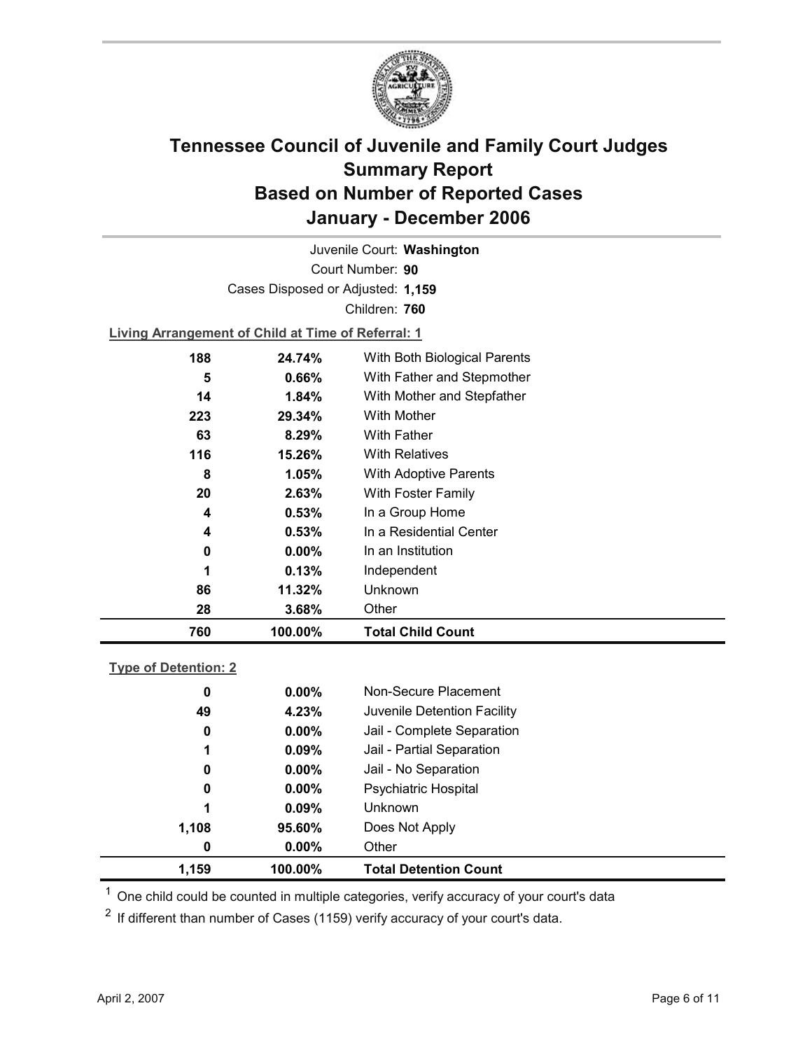# Tennessee Council of Juvenile and Family Court Judges
# Summary Report
# Based on Number of Reported Cases
# January - December 2006

Juvenile Court: **Washington**

Court Number: **90**

Cases Disposed or Adjusted: **1,159**

Children: **760**

**Living Arrangement of Child at Time of Referral: 1**

| Count | Percent | Category |
|---|---|---|
| 188 | 24.74% | With Both Biological Parents |
| 5 | 0.66% | With Father and Stepmother |
| 14 | 1.84% | With Mother and Stepfather |
| 223 | 29.34% | With Mother |
| 63 | 8.29% | With Father |
| 116 | 15.26% | With Relatives |
| 8 | 1.05% | With Adoptive Parents |
| 20 | 2.63% | With Foster Family |
| 4 | 0.53% | In a Group Home |
| 4 | 0.53% | In a Residential Center |
| 0 | 0.00% | In an Institution |
| 1 | 0.13% | Independent |
| 86 | 11.32% | Unknown |
| 28 | 3.68% | Other |
| **760** | **100.00%** | **Total Child Count** |

**Type of Detention: 2**

| Count | Percent | Category |
|---|---|---|
| 0 | 0.00% | Non-Secure Placement |
| 49 | 4.23% | Juvenile Detention Facility |
| 0 | 0.00% | Jail - Complete Separation |
| 1 | 0.09% | Jail - Partial Separation |
| 0 | 0.00% | Jail - No Separation |
| 0 | 0.00% | Psychiatric Hospital |
| 1 | 0.09% | Unknown |
| 1,108 | 95.60% | Does Not Apply |
| 0 | 0.00% | Other |
| **1,159** | **100.00%** | **Total Detention Count** |

[1] One child could be counted in multiple categories, verify accuracy of your court's data

[2] If different than number of Cases (1159) verify accuracy of your court's data.

April 2, 2007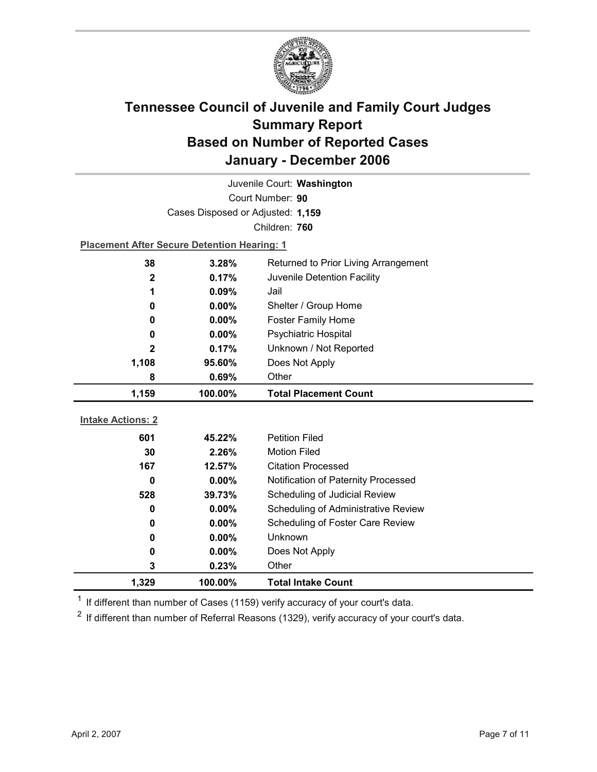# Tennessee Council of Juvenile and Family Court Judges
## Summary Report
## Based on Number of Reported Cases
## January - December 2006

Juvenile Court: **Washington**

Court Number: **90**

Cases Disposed or Adjusted: **1,159**

Children: **760**

**Placement After Secure Detention Hearing: 1**

| Count | Percent | Placement |
|---|---|---|
| 38 | 3.28% | Returned to Prior Living Arrangement |
| 2 | 0.17% | Juvenile Detention Facility |
| 1 | 0.09% | Jail |
| 0 | 0.00% | Shelter / Group Home |
| 0 | 0.00% | Foster Family Home |
| 0 | 0.00% | Psychiatric Hospital |
| 2 | 0.17% | Unknown / Not Reported |
| 1,108 | 95.60% | Does Not Apply |
| 8 | 0.69% | Other |
| **1,159** | **100.00%** | **Total Placement Count** |

**Intake Actions: 2**

| Count | Percent | Intake Action |
|---|---|---|
| 601 | 45.22% | Petition Filed |
| 30 | 2.26% | Motion Filed |
| 167 | 12.57% | Citation Processed |
| 0 | 0.00% | Notification of Paternity Processed |
| 528 | 39.73% | Scheduling of Judicial Review |
| 0 | 0.00% | Scheduling of Administrative Review |
| 0 | 0.00% | Scheduling of Foster Care Review |
| 0 | 0.00% | Unknown |
| 0 | 0.00% | Does Not Apply |
| 3 | 0.23% | Other |
| **1,329** | **100.00%** | **Total Intake Count** |

[1] If different than number of Cases (1159) verify accuracy of your court's data.

[2] If different than number of Referral Reasons (1329), verify accuracy of your court's data.

April 2, 2007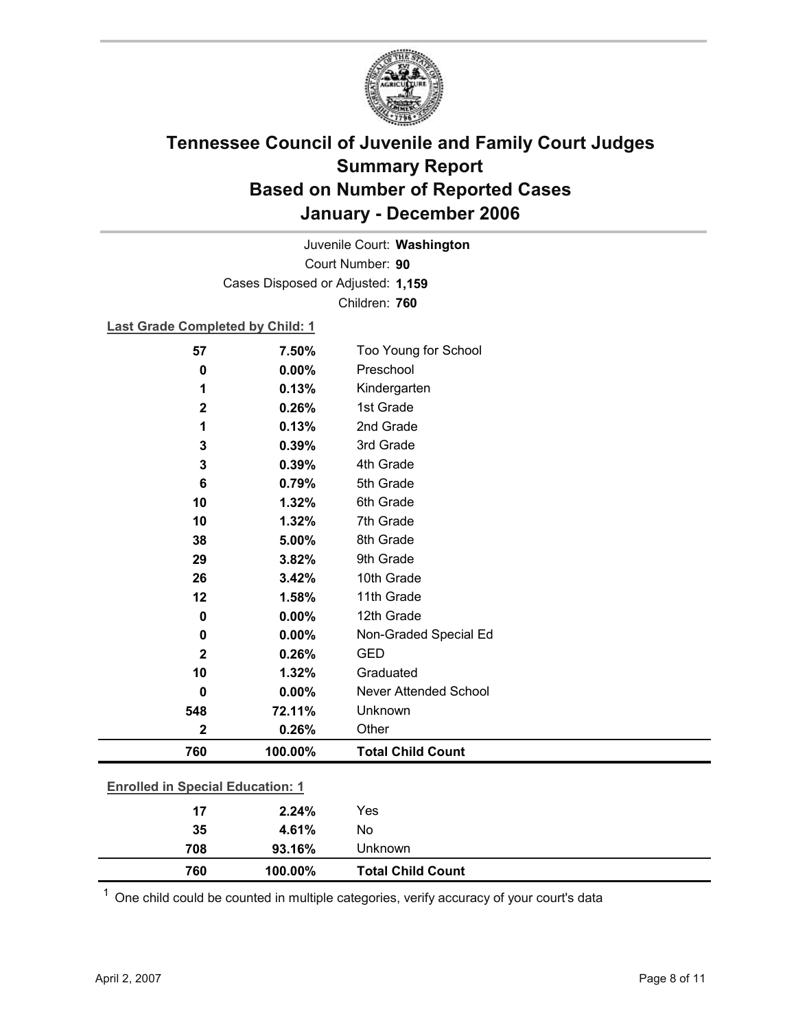# Tennessee Council of Juvenile and Family Court Judges
## Summary Report
## Based on Number of Reported Cases
## January - December 2006

Juvenile Court: **Washington**
Court Number: **90**
Cases Disposed or Adjusted: **1,159**
Children: **760**

**Last Grade Completed by Child: 1**

| Count | Percent | Category |
|---|---|---|
| 57 | 7.50% | Too Young for School |
| 0 | 0.00% | Preschool |
| 1 | 0.13% | Kindergarten |
| 2 | 0.26% | 1st Grade |
| 1 | 0.13% | 2nd Grade |
| 3 | 0.39% | 3rd Grade |
| 3 | 0.39% | 4th Grade |
| 6 | 0.79% | 5th Grade |
| 10 | 1.32% | 6th Grade |
| 10 | 1.32% | 7th Grade |
| 38 | 5.00% | 8th Grade |
| 29 | 3.82% | 9th Grade |
| 26 | 3.42% | 10th Grade |
| 12 | 1.58% | 11th Grade |
| 0 | 0.00% | 12th Grade |
| 0 | 0.00% | Non-Graded Special Ed |
| 2 | 0.26% | GED |
| 10 | 1.32% | Graduated |
| 0 | 0.00% | Never Attended School |
| 548 | 72.11% | Unknown |
| 2 | 0.26% | Other |
| **760** | **100.00%** | **Total Child Count** |

**Enrolled in Special Education: 1**

| Count | Percent | Category |
|---|---|---|
| 17 | 2.24% | Yes |
| 35 | 4.61% | No |
| 708 | 93.16% | Unknown |
| **760** | **100.00%** | **Total Child Count** |

[1] One child could be counted in multiple categories, verify accuracy of your court's data

April 2, 2007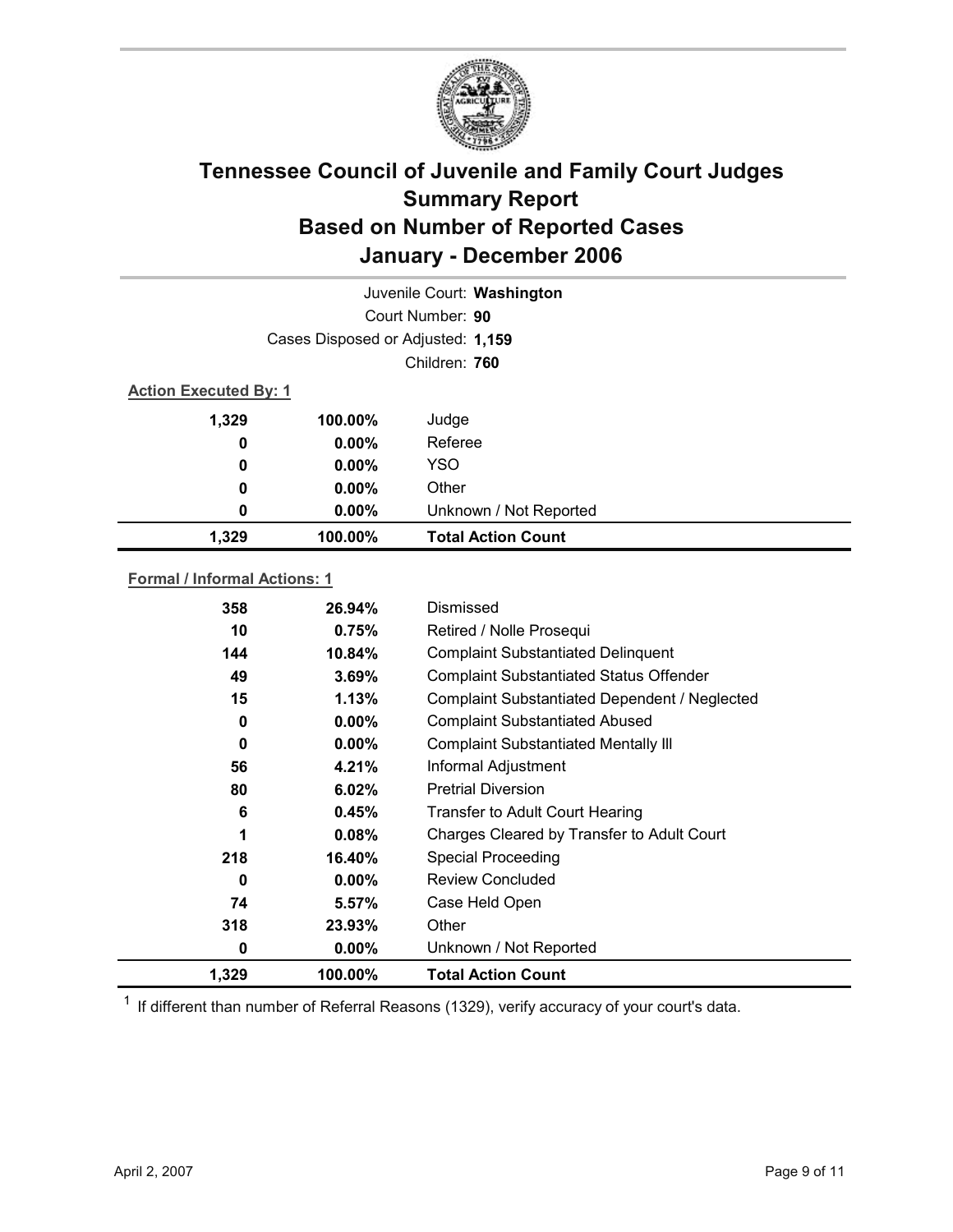# Tennessee Council of Juvenile and Family Court Judges
# Summary Report
# Based on Number of Reported Cases
# January - December 2006

Juvenile Court: **Washington**

Court Number: **90**

Cases Disposed or Adjusted: **1,159**

Children: **760**

**Action Executed By: 1**

| Count | Percent | Action |
|---|---|---|
| 1,329 | 100.00% | Judge |
| 0 | 0.00% | Referee |
| 0 | 0.00% | YSO |
| 0 | 0.00% | Other |
| 0 | 0.00% | Unknown / Not Reported |
| **1,329** | **100.00%** | **Total Action Count** |

**Formal / Informal Actions: 1**

| Count | Percent | Action |
|---|---|---|
| 358 | 26.94% | Dismissed |
| 10 | 0.75% | Retired / Nolle Prosequi |
| 144 | 10.84% | Complaint Substantiated Delinquent |
| 49 | 3.69% | Complaint Substantiated Status Offender |
| 15 | 1.13% | Complaint Substantiated Dependent / Neglected |
| 0 | 0.00% | Complaint Substantiated Abused |
| 0 | 0.00% | Complaint Substantiated Mentally Ill |
| 56 | 4.21% | Informal Adjustment |
| 80 | 6.02% | Pretrial Diversion |
| 6 | 0.45% | Transfer to Adult Court Hearing |
| 1 | 0.08% | Charges Cleared by Transfer to Adult Court |
| 218 | 16.40% | Special Proceeding |
| 0 | 0.00% | Review Concluded |
| 74 | 5.57% | Case Held Open |
| 318 | 23.93% | Other |
| 0 | 0.00% | Unknown / Not Reported |
| **1,329** | **100.00%** | **Total Action Count** |

[1] If different than number of Referral Reasons (1329), verify accuracy of your court's data.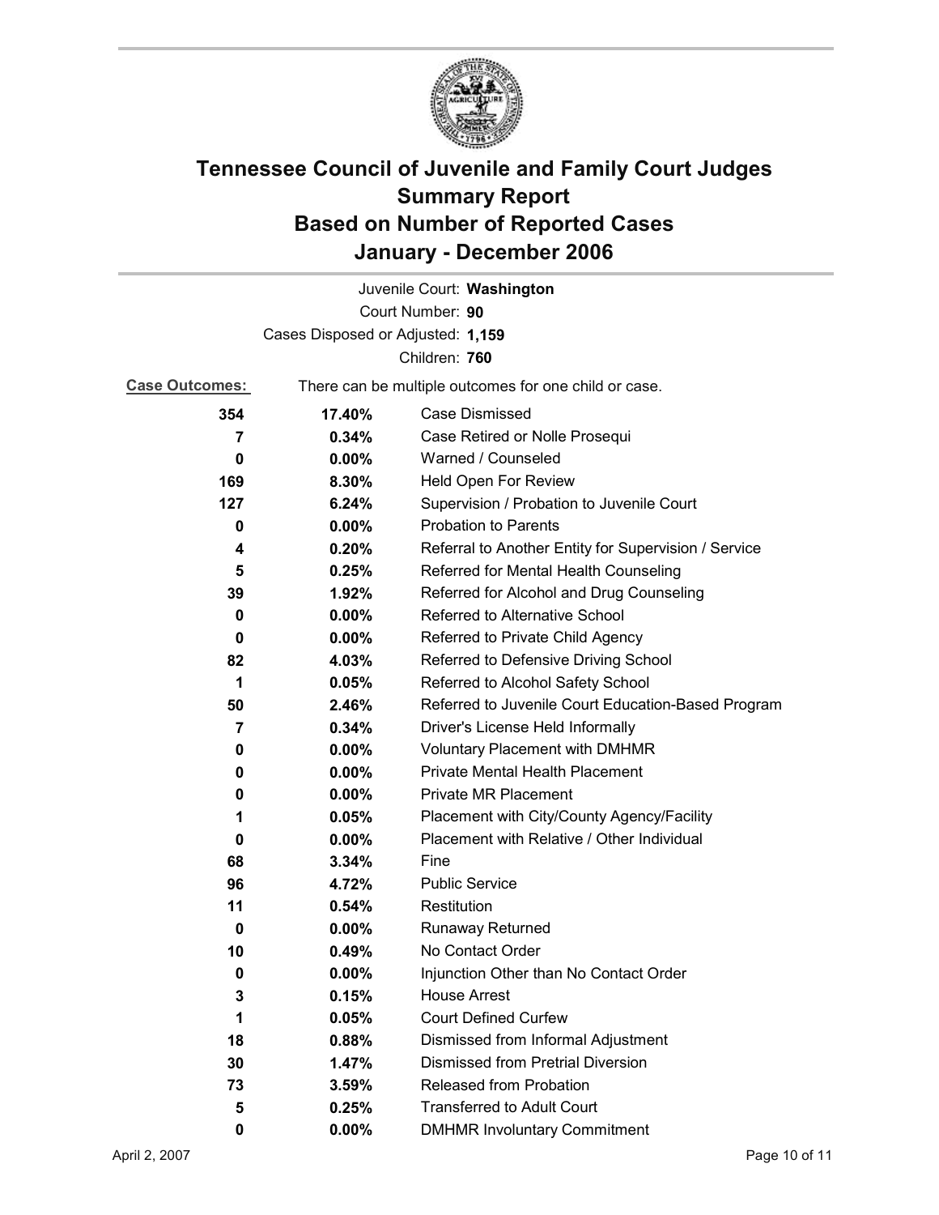# Tennessee Council of Juvenile and Family Court Judges
## Summary Report
## Based on Number of Reported Cases
## January - December 2006

Juvenile Court: **Washington**

Court Number: **90**

Cases Disposed or Adjusted: **1,159**

Children: **760**

**Case Outcomes:** There can be multiple outcomes for one child or case.

| Count | Percent | Outcome |
|---|---|---|
| **354** | **17.40%** | Case Dismissed |
| **7** | **0.34%** | Case Retired or Nolle Prosequi |
| **0** | **0.00%** | Warned / Counseled |
| **169** | **8.30%** | Held Open For Review |
| **127** | **6.24%** | Supervision / Probation to Juvenile Court |
| **0** | **0.00%** | Probation to Parents |
| **4** | **0.20%** | Referral to Another Entity for Supervision / Service |
| **5** | **0.25%** | Referred for Mental Health Counseling |
| **39** | **1.92%** | Referred for Alcohol and Drug Counseling |
| **0** | **0.00%** | Referred to Alternative School |
| **0** | **0.00%** | Referred to Private Child Agency |
| **82** | **4.03%** | Referred to Defensive Driving School |
| **1** | **0.05%** | Referred to Alcohol Safety School |
| **50** | **2.46%** | Referred to Juvenile Court Education-Based Program |
| **7** | **0.34%** | Driver's License Held Informally |
| **0** | **0.00%** | Voluntary Placement with DMHMR |
| **0** | **0.00%** | Private Mental Health Placement |
| **0** | **0.00%** | Private MR Placement |
| **1** | **0.05%** | Placement with City/County Agency/Facility |
| **0** | **0.00%** | Placement with Relative / Other Individual |
| **68** | **3.34%** | Fine |
| **96** | **4.72%** | Public Service |
| **11** | **0.54%** | Restitution |
| **0** | **0.00%** | Runaway Returned |
| **10** | **0.49%** | No Contact Order |
| **0** | **0.00%** | Injunction Other than No Contact Order |
| **3** | **0.15%** | House Arrest |
| **1** | **0.05%** | Court Defined Curfew |
| **18** | **0.88%** | Dismissed from Informal Adjustment |
| **30** | **1.47%** | Dismissed from Pretrial Diversion |
| **73** | **3.59%** | Released from Probation |
| **5** | **0.25%** | Transferred to Adult Court |
| **0** | **0.00%** | DMHMR Involuntary Commitment |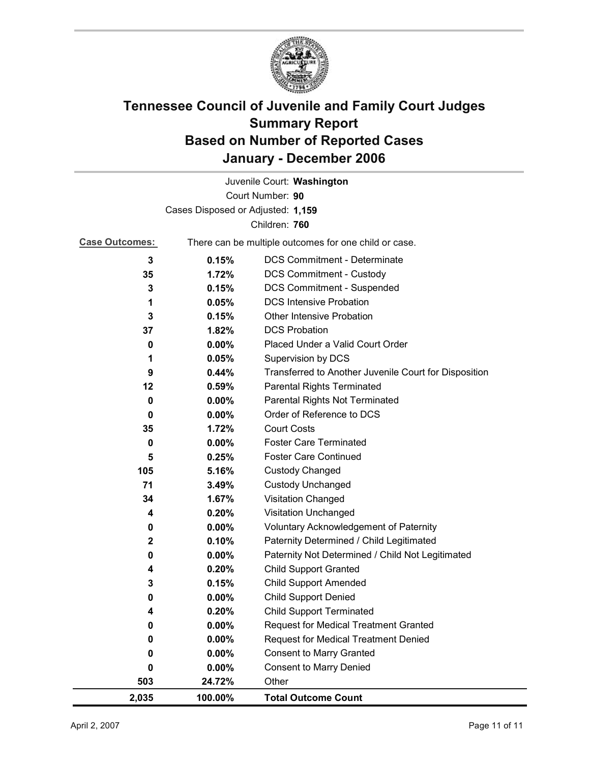# Tennessee Council of Juvenile and Family Court Judges
# Summary Report
# Based on Number of Reported Cases
# January - December 2006

Juvenile Court: **Washington**
Court Number: **90**
Cases Disposed or Adjusted: **1,159**
Children: **760**

**Case Outcomes:** There can be multiple outcomes for one child or case.

| | | |
|---|---|---|
| 3 | 0.15% | DCS Commitment - Determinate |
| 35 | 1.72% | DCS Commitment - Custody |
| 3 | 0.15% | DCS Commitment - Suspended |
| 1 | 0.05% | DCS Intensive Probation |
| 3 | 0.15% | Other Intensive Probation |
| 37 | 1.82% | DCS Probation |
| 0 | 0.00% | Placed Under a Valid Court Order |
| 1 | 0.05% | Supervision by DCS |
| 9 | 0.44% | Transferred to Another Juvenile Court for Disposition |
| 12 | 0.59% | Parental Rights Terminated |
| 0 | 0.00% | Parental Rights Not Terminated |
| 0 | 0.00% | Order of Reference to DCS |
| 35 | 1.72% | Court Costs |
| 0 | 0.00% | Foster Care Terminated |
| 5 | 0.25% | Foster Care Continued |
| 105 | 5.16% | Custody Changed |
| 71 | 3.49% | Custody Unchanged |
| 34 | 1.67% | Visitation Changed |
| 4 | 0.20% | Visitation Unchanged |
| 0 | 0.00% | Voluntary Acknowledgement of Paternity |
| 2 | 0.10% | Paternity Determined / Child Legitimated |
| 0 | 0.00% | Paternity Not Determined / Child Not Legitimated |
| 4 | 0.20% | Child Support Granted |
| 3 | 0.15% | Child Support Amended |
| 0 | 0.00% | Child Support Denied |
| 4 | 0.20% | Child Support Terminated |
| 0 | 0.00% | Request for Medical Treatment Granted |
| 0 | 0.00% | Request for Medical Treatment Denied |
| 0 | 0.00% | Consent to Marry Granted |
| 0 | 0.00% | Consent to Marry Denied |
| 503 | 24.72% | Other |
| **2,035** | **100.00%** | **Total Outcome Count** |

April 2, 2007